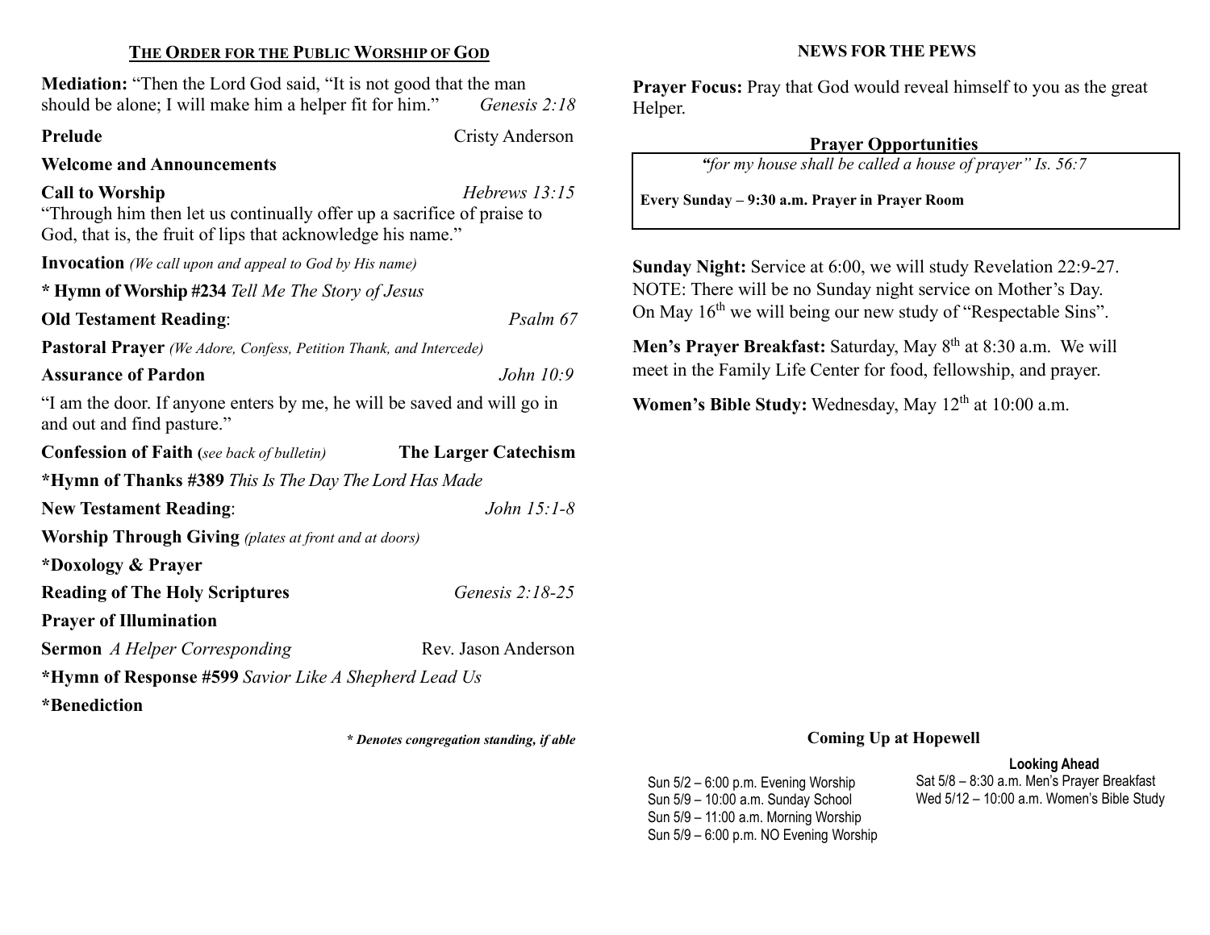## The Order for the Public Worship of God

**Mediation:** "Then the Lord God said, "It is not good that the man should be alone; I will make him a helper fit for him." *Genesis 2:18*

**Prelude** Cristy Anderson

**Welcome and Announcements**

**Call to Worship** *Hebrews 13:15*

"Through him then let us continually offer up a sacrifice of praise to God, that is, the fruit of lips that acknowledge his name."

**Invocation** *(We call upon and appeal to God by His name)*

**\* Hymn of Worship #234** *Tell Me The Story of Jesus*

**Old Testament Reading**: *Psalm 67*

**Pastoral Prayer** *(We Adore, Confess, Petition Thank, and Intercede)*

**Assurance of Pardon** *John 10:9*

"I am the door. If anyone enters by me, he will be saved and will go in and out and find pasture."

**Confession of Faith (***see back of bulletin)* **The Larger Catechism**

**\*Hymn of Thanks #389** *This Is The Day The Lord Has Made*

**New Testament Reading**: *John 15:1-8*

**Worship Through Giving** *(plates at front and at doors)*

**\*Doxology & Prayer**

**Reading of The Holy Scriptures** *Genesis 2:18-25*

**Prayer of Illumination**

**Sermon** *A Helper Corresponding* Rev. Jason Anderson

**\*Hymn of Response #599** *Savior Like A Shepherd Lead Us*

**\*Benediction**

***\* Denotes congregation standing, if able***

## NEWS FOR THE PEWS

**Prayer Focus:** Pray that God would reveal himself to you as the great Helper.

### Prayer Opportunities

*"for my house shall be called a house of prayer" Is. 56:7*

**Every Sunday – 9:30 a.m. Prayer in Prayer Room**

**Sunday Night:** Service at 6:00, we will study Revelation 22:9-27. NOTE: There will be no Sunday night service on Mother's Day. On May 16th we will being our new study of "Respectable Sins".

**Men's Prayer Breakfast:** Saturday, May 8th at 8:30 a.m. We will meet in the Family Life Center for food, fellowship, and prayer.

**Women's Bible Study:** Wednesday, May 12th at 10:00 a.m.

### Coming Up at Hopewell

Sun 5/2 – 6:00 p.m. Evening Worship
Sun 5/9 – 10:00 a.m. Sunday School
Sun 5/9 – 11:00 a.m. Morning Worship
Sun 5/9 – 6:00 p.m. NO Evening Worship

**Looking Ahead**

Sat 5/8 – 8:30 a.m. Men's Prayer Breakfast
Wed 5/12 – 10:00 a.m. Women's Bible Study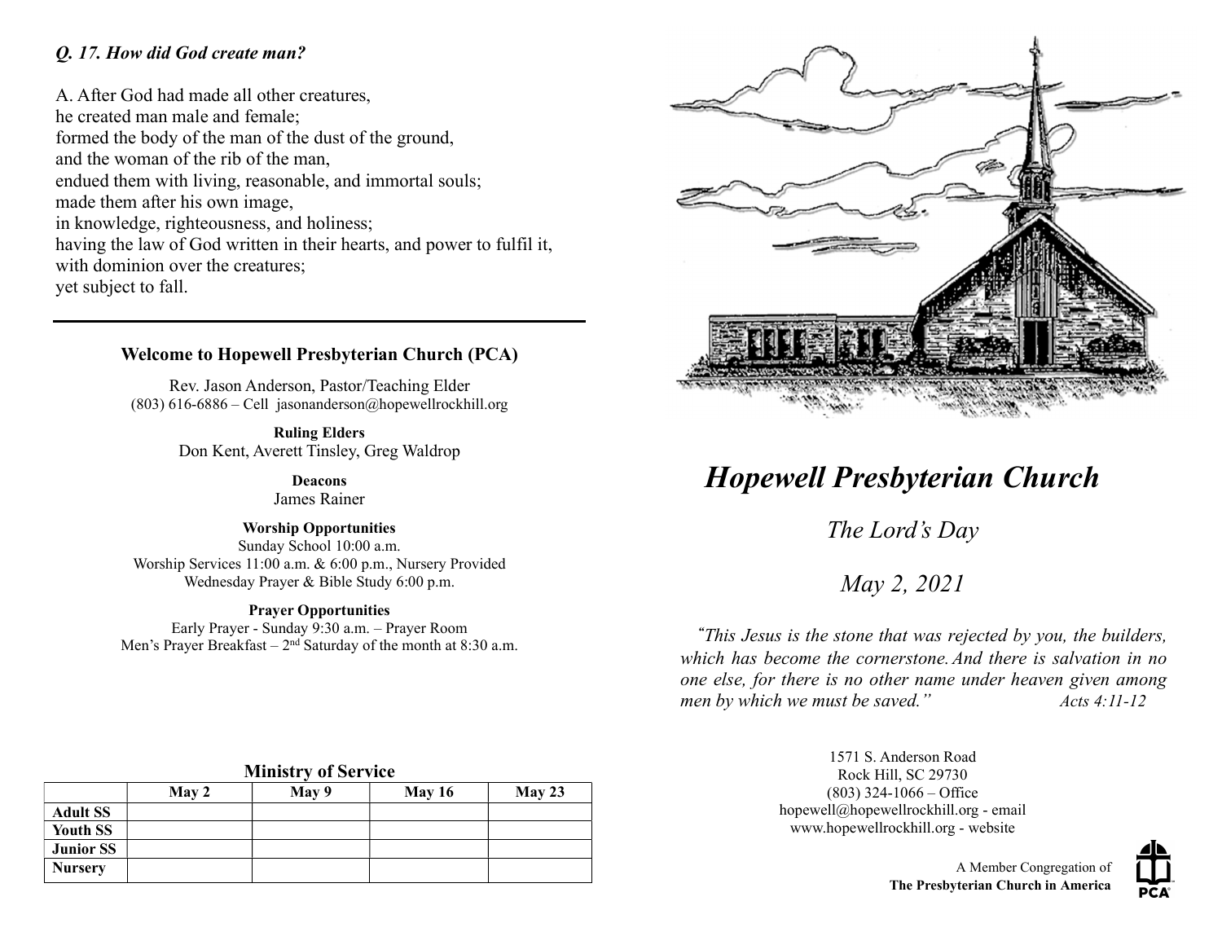*Q. 17. How did God create man?*

A. After God had made all other creatures,
he created man male and female;
formed the body of the man of the dust of the ground,
and the woman of the rib of the man,
endued them with living, reasonable, and immortal souls;
made them after his own image,
in knowledge, righteousness, and holiness;
having the law of God written in their hearts, and power to fulfil it,
with dominion over the creatures;
yet subject to fall.

---

**Welcome to Hopewell Presbyterian Church (PCA)**

Rev. Jason Anderson, Pastor/Teaching Elder
(803) 616-6886 – Cell jasonanderson@hopewellrockhill.org

**Ruling Elders**
Don Kent, Averett Tinsley, Greg Waldrop

**Deacons**
James Rainer

**Worship Opportunities**
Sunday School 10:00 a.m.
Worship Services 11:00 a.m. & 6:00 p.m., Nursery Provided
Wednesday Prayer & Bible Study 6:00 p.m.

**Prayer Opportunities**
Early Prayer - Sunday 9:30 a.m. – Prayer Room
Men's Prayer Breakfast – 2nd Saturday of the month at 8:30 a.m.

**Ministry of Service**

| | May 2 | May 9 | May 16 | May 23 |
|---|---|---|---|---|
| **Adult SS** | | | | |
| **Youth SS** | | | | |
| **Junior SS** | | | | |
| **Nursery** | | | | |

# *Hopewell Presbyterian Church*

*The Lord's Day*

*May 2, 2021*

*"This Jesus is the stone that was rejected by you, the builders, which has become the cornerstone. And there is salvation in no one else, for there is no other name under heaven given among men by which we must be saved."* *Acts 4:11-12*

1571 S. Anderson Road
Rock Hill, SC 29730
(803) 324-1066 – Office
hopewell@hopewellrockhill.org - email
www.hopewellrockhill.org - website

A Member Congregation of
**The Presbyterian Church in America**